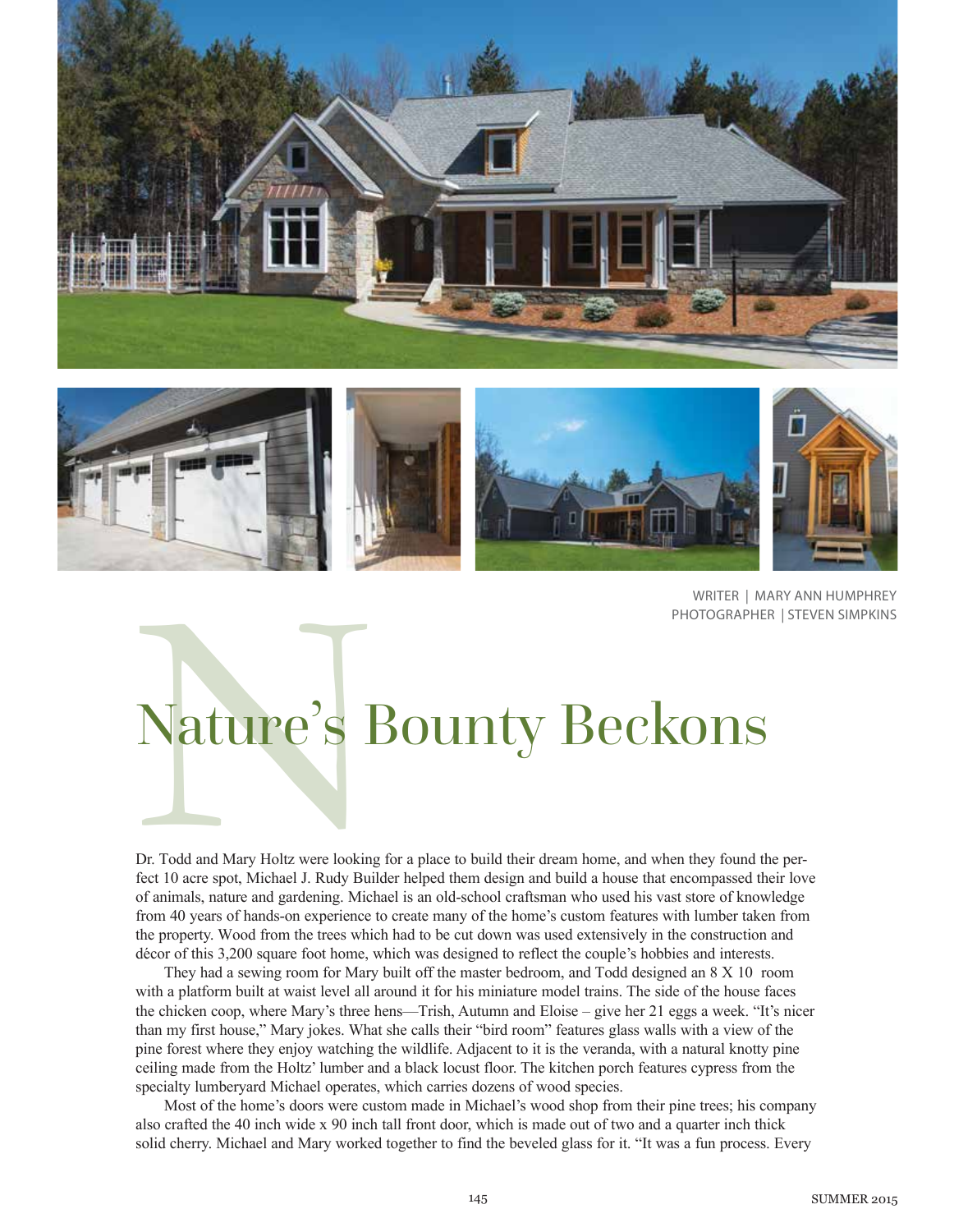WRITER | MARY ANN HUMPHREY
PHOTOGRAPHER | STEVEN SIMPKINS

# Nature's Bounty Beckons

Dr. Todd and Mary Holtz were looking for a place to build their dream home, and when they found the perfect 10 acre spot, Michael J. Rudy Builder helped them design and build a house that encompassed their love of animals, nature and gardening. Michael is an old-school craftsman who used his vast store of knowledge from 40 years of hands-on experience to create many of the home's custom features with lumber taken from the property. Wood from the trees which had to be cut down was used extensively in the construction and décor of this 3,200 square foot home, which was designed to reflect the couple's hobbies and interests.

They had a sewing room for Mary built off the master bedroom, and Todd designed an 8 X 10 room with a platform built at waist level all around it for his miniature model trains. The side of the house faces the chicken coop, where Mary's three hens—Trish, Autumn and Eloise – give her 21 eggs a week. "It's nicer than my first house," Mary jokes. What she calls their "bird room" features glass walls with a view of the pine forest where they enjoy watching the wildlife. Adjacent to it is the veranda, with a natural knotty pine ceiling made from the Holtz' lumber and a black locust floor. The kitchen porch features cypress from the specialty lumberyard Michael operates, which carries dozens of wood species.

Most of the home's doors were custom made in Michael's wood shop from their pine trees; his company also crafted the 40 inch wide x 90 inch tall front door, which is made out of two and a quarter inch thick solid cherry. Michael and Mary worked together to find the beveled glass for it. "It was a fun process. Every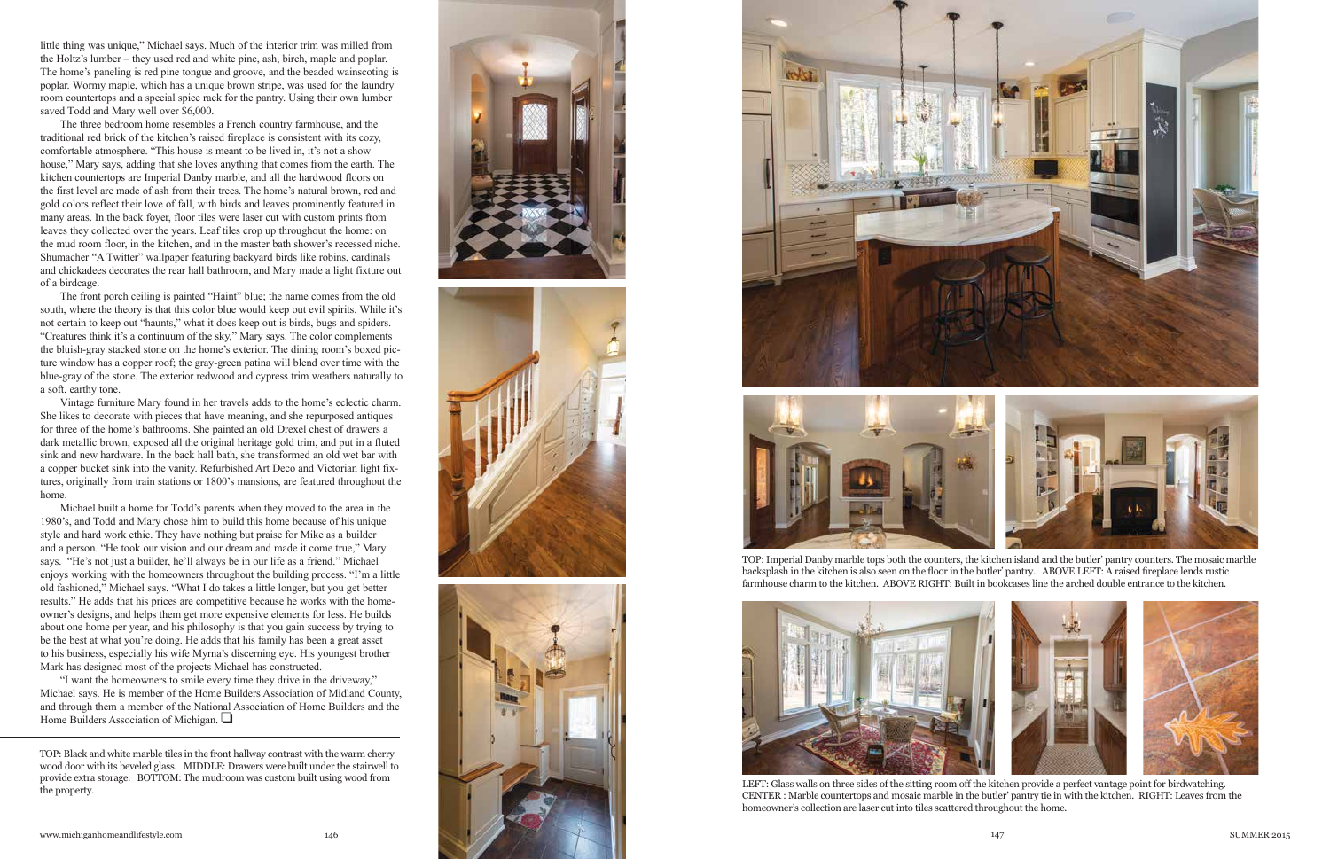little thing was unique," Michael says. Much of the interior trim was milled from the Holtz's lumber – they used red and white pine, ash, birch, maple and poplar. The home's paneling is red pine tongue and groove, and the beaded wainscoting is poplar. Wormy maple, which has a unique brown stripe, was used for the laundry room countertops and a special spice rack for the pantry. Using their own lumber saved Todd and Mary well over $6,000.

The three bedroom home resembles a French country farmhouse, and the traditional red brick of the kitchen's raised fireplace is consistent with its cozy, comfortable atmosphere. "This house is meant to be lived in, it's not a show house," Mary says, adding that she loves anything that comes from the earth. The kitchen countertops are Imperial Danby marble, and all the hardwood floors on the first level are made of ash from their trees. The home's natural brown, red and gold colors reflect their love of fall, with birds and leaves prominently featured in many areas. In the back foyer, floor tiles were laser cut with custom prints from leaves they collected over the years. Leaf tiles crop up throughout the home: on the mud room floor, in the kitchen, and in the master bath shower's recessed niche. Shumacher "A Twitter" wallpaper featuring backyard birds like robins, cardinals and chickadees decorates the rear hall bathroom, and Mary made a light fixture out of a birdcage.

The front porch ceiling is painted "Haint" blue; the name comes from the old south, where the theory is that this color blue would keep out evil spirits. While it's not certain to keep out "haunts," what it does keep out is birds, bugs and spiders. "Creatures think it's a continuum of the sky," Mary says. The color complements the bluish-gray stacked stone on the home's exterior. The dining room's boxed picture window has a copper roof; the gray-green patina will blend over time with the blue-gray of the stone. The exterior redwood and cypress trim weathers naturally to a soft, earthy tone.

Vintage furniture Mary found in her travels adds to the home's eclectic charm. She likes to decorate with pieces that have meaning, and she repurposed antiques for three of the home's bathrooms. She painted an old Drexel chest of drawers a dark metallic brown, exposed all the original heritage gold trim, and put in a fluted sink and new hardware. In the back hall bath, she transformed an old wet bar with a copper bucket sink into the vanity. Refurbished Art Deco and Victorian light fixtures, originally from train stations or 1800's mansions, are featured throughout the home.

Michael built a home for Todd's parents when they moved to the area in the 1980's, and Todd and Mary chose him to build this home because of his unique style and hard work ethic. They have nothing but praise for Mike as a builder and a person. "He took our vision and our dream and made it come true," Mary says. "He's not just a builder, he'll always be in our life as a friend." Michael enjoys working with the homeowners throughout the building process. "I'm a little old fashioned," Michael says. "What I do takes a little longer, but you get better results." He adds that his prices are competitive because he works with the homeowner's designs, and helps them get more expensive elements for less. He builds about one home per year, and his philosophy is that you gain success by trying to be the best at what you're doing. He adds that his family has been a great asset to his business, especially his wife Myrna's discerning eye. His youngest brother Mark has designed most of the projects Michael has constructed.

"I want the homeowners to smile every time they drive in the driveway," Michael says. He is member of the Home Builders Association of Midland County, and through them a member of the National Association of Home Builders and the Home Builders Association of Michigan. ❑

TOP: Black and white marble tiles in the front hallway contrast with the warm cherry wood door with its beveled glass. MIDDLE: Drawers were built under the stairwell to provide extra storage. BOTTOM: The mudroom was custom built using wood from the property.

TOP: Imperial Danby marble tops both the counters, the kitchen island and the butler' pantry counters. The mosaic marble backsplash in the kitchen is also seen on the floor in the butler' pantry. ABOVE LEFT: A raised fireplace lends rustic farmhouse charm to the kitchen. ABOVE RIGHT: Built in bookcases line the arched double entrance to the kitchen.

LEFT: Glass walls on three sides of the sitting room off the kitchen provide a perfect vantage point for birdwatching. CENTER : Marble countertops and mosaic marble in the butler' pantry tie in with the kitchen. RIGHT: Leaves from the homeowner's collection are laser cut into tiles scattered throughout the home.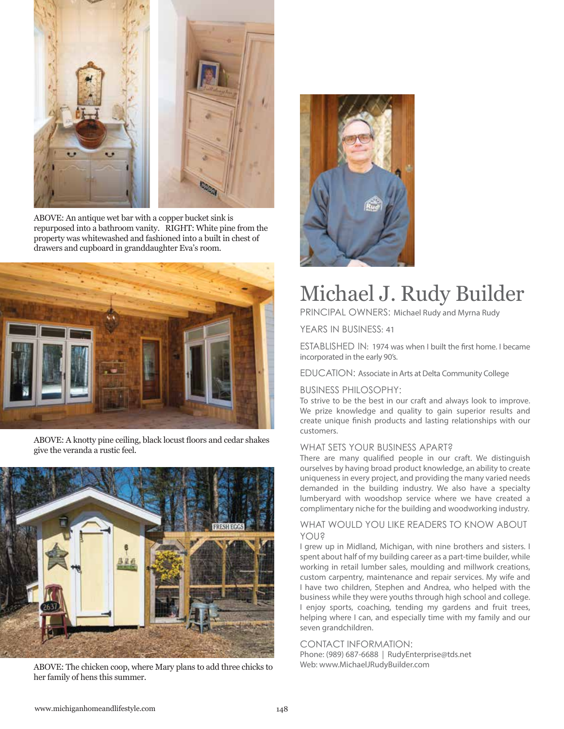ABOVE: An antique wet bar with a copper bucket sink is repurposed into a bathroom vanity. RIGHT: White pine from the property was whitewashed and fashioned into a built in chest of drawers and cupboard in granddaughter Eva's room.

ABOVE: A knotty pine ceiling, black locust floors and cedar shakes give the veranda a rustic feel.

ABOVE: The chicken coop, where Mary plans to add three chicks to her family of hens this summer.

# Michael J. Rudy Builder

PRINCIPAL OWNERS: Michael Rudy and Myrna Rudy

YEARS IN BUSINESS: 41

ESTABLISHED IN: 1974 was when I built the first home. I became incorporated in the early 90's.

EDUCATION: Associate in Arts at Delta Community College

BUSINESS PHILOSOPHY:
To strive to be the best in our craft and always look to improve. We prize knowledge and quality to gain superior results and create unique finish products and lasting relationships with our customers.

WHAT SETS YOUR BUSINESS APART?
There are many qualified people in our craft. We distinguish ourselves by having broad product knowledge, an ability to create uniqueness in every project, and providing the many varied needs demanded in the building industry. We also have a specialty lumberyard with woodshop service where we have created a complimentary niche for the building and woodworking industry.

WHAT WOULD YOU LIKE READERS TO KNOW ABOUT YOU?
I grew up in Midland, Michigan, with nine brothers and sisters. I spent about half of my building career as a part-time builder, while working in retail lumber sales, moulding and millwork creations, custom carpentry, maintenance and repair services. My wife and I have two children, Stephen and Andrea, who helped with the business while they were youths through high school and college. I enjoy sports, coaching, tending my gardens and fruit trees, helping where I can, and especially time with my family and our seven grandchildren.

CONTACT INFORMATION:
Phone: (989) 687-6688 | RudyEnterprise@tds.net
Web: www.MichaelJRudyBuilder.com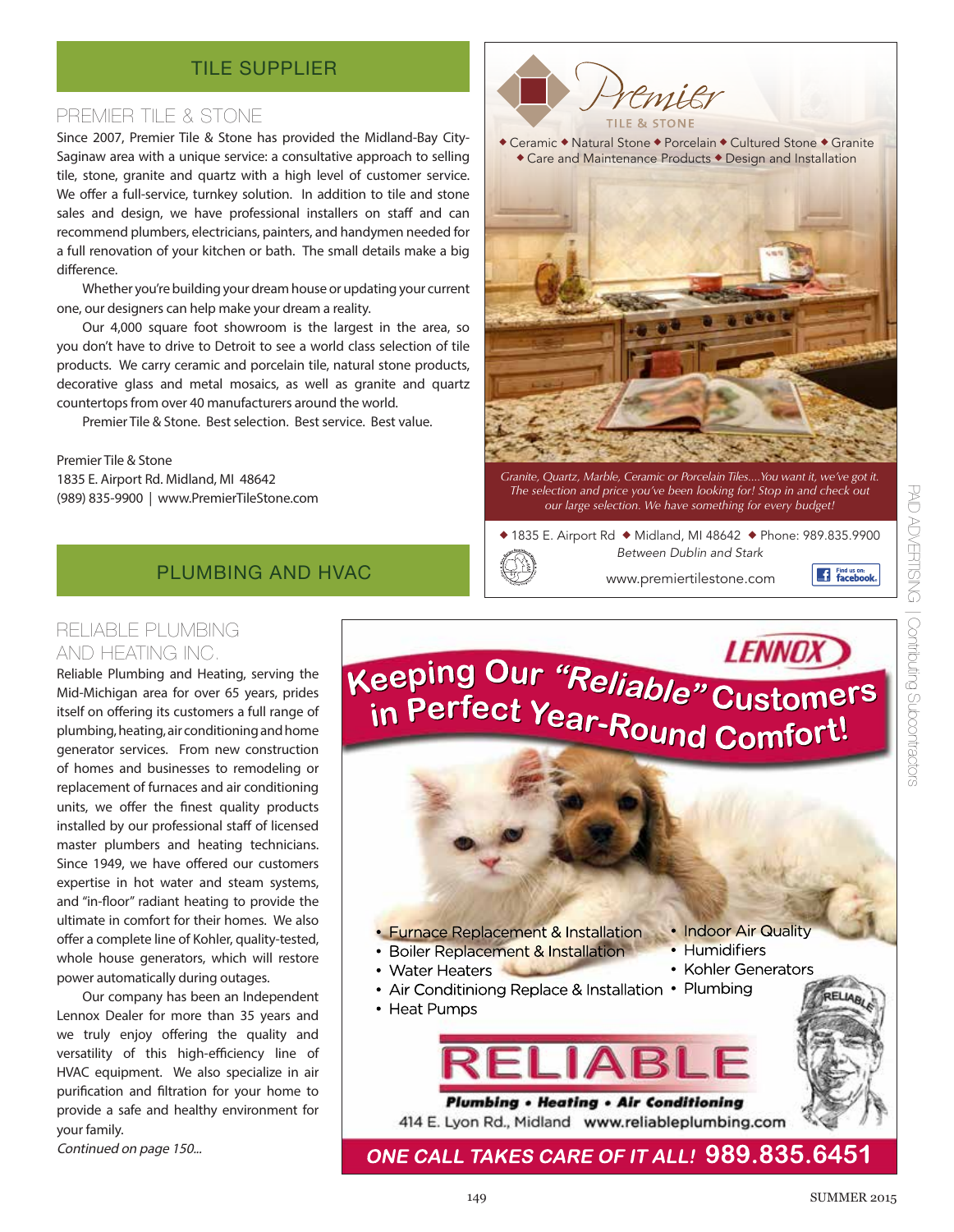## TILE SUPPLIER

### PREMIER TILE & STONE

Since 2007, Premier Tile & Stone has provided the Midland-Bay City-Saginaw area with a unique service: a consultative approach to selling tile, stone, granite and quartz with a high level of customer service. We offer a full-service, turnkey solution. In addition to tile and stone sales and design, we have professional installers on staff and can recommend plumbers, electricians, painters, and handymen needed for a full renovation of your kitchen or bath. The small details make a big difference.

Whether you're building your dream house or updating your current one, our designers can help make your dream a reality.

Our 4,000 square foot showroom is the largest in the area, so you don't have to drive to Detroit to see a world class selection of tile products. We carry ceramic and porcelain tile, natural stone products, decorative glass and metal mosaics, as well as granite and quartz countertops from over 40 manufacturers around the world.

Premier Tile & Stone. Best selection. Best service. Best value.

Premier Tile & Stone
1835 E. Airport Rd. Midland, MI 48642
(989) 835-9900 | www.PremierTileStone.com

Premier
TILE & STONE

◆ Ceramic ◆ Natural Stone ◆ Porcelain ◆ Cultured Stone ◆ Granite
◆ Care and Maintenance Products ◆ Design and Installation

*Granite, Quartz, Marble, Ceramic or Porcelain Tiles....You want it, we've got it. The selection and price you've been looking for! Stop in and check out our large selection. We have something for every budget!*

◆ 1835 E. Airport Rd ◆ Midland, MI 48642 ◆ Phone: 989.835.9900
*Between Dublin and Stark*
www.premiertilestone.com

Find us on: facebook.

## PLUMBING AND HVAC

### RELIABLE PLUMBING AND HEATING INC.

Reliable Plumbing and Heating, serving the Mid-Michigan area for over 65 years, prides itself on offering its customers a full range of plumbing, heating, air conditioning and home generator services. From new construction of homes and businesses to remodeling or replacement of furnaces and air conditioning units, we offer the finest quality products installed by our professional staff of licensed master plumbers and heating technicians. Since 1949, we have offered our customers expertise in hot water and steam systems, and "in-floor" radiant heating to provide the ultimate in comfort for their homes. We also offer a complete line of Kohler, quality-tested, whole house generators, which will restore power automatically during outages.

Our company has been an Independent Lennox Dealer for more than 35 years and we truly enjoy offering the quality and versatility of this high-efficiency line of HVAC equipment. We also specialize in air purification and filtration for your home to provide a safe and healthy environment for your family.

*Continued on page 150...*

LENNOX

**Keeping Our "Reliable" Customers in Perfect Year-Round Comfort!**

- Furnace Replacement & Installation
- Boiler Replacement & Installation
- Water Heaters
- Air Conditiniong Replace & Installation
- Heat Pumps
- Indoor Air Quality
- Humidifiers
- Kohler Generators
- Plumbing

RELIABLE
**Plumbing • Heating • Air Conditioning**
414 E. Lyon Rd., Midland www.reliableplumbing.com

***ONE CALL TAKES CARE OF IT ALL!* 989.835.6451**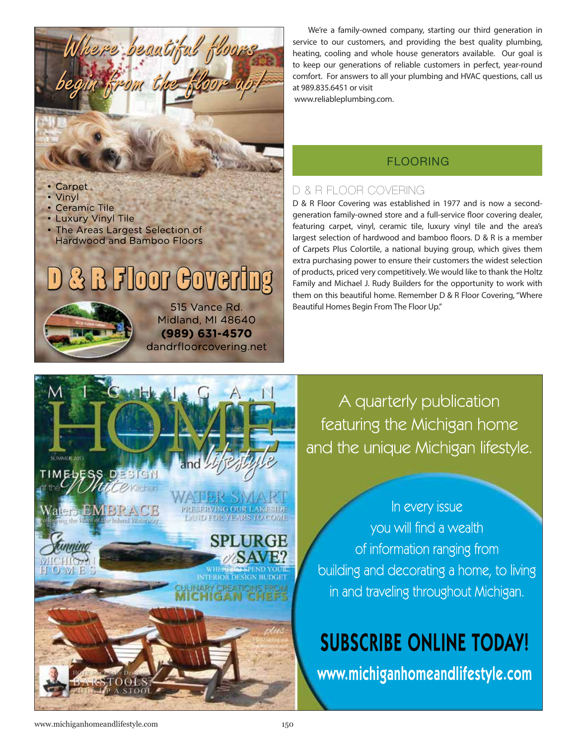*Where beautiful floors begin from the floor up!*

- Carpet
- Vinyl
- Ceramic Tile
- Luxury Vinyl Tile
- The Areas Largest Selection of Hardwood and Bamboo Floors

**D & R Floor Covering**

515 Vance Rd.
Midland, MI 48640
**(989) 631-4570**
dandrfloorcovering.net

We're a family-owned company, starting our third generation in service to our customers, and providing the best quality plumbing, heating, cooling and whole house generators available. Our goal is to keep our generations of reliable customers in perfect, year-round comfort. For answers to all your plumbing and HVAC questions, call us at 989.835.6451 or visit www.reliableplumbing.com.

## FLOORING

### D & R FLOOR COVERING

D & R Floor Covering was established in 1977 and is now a second-generation family-owned store and a full-service floor covering dealer, featuring carpet, vinyl, ceramic tile, luxury vinyl tile and the area's largest selection of hardwood and bamboo floors. D & R is a member of Carpets Plus Colortile, a national buying group, which gives them extra purchasing power to ensure their customers the widest selection of products, priced very competitively. We would like to thank the Holtz Family and Michael J. Rudy Builders for the opportunity to work with them on this beautiful home. Remember D & R Floor Covering, "Where Beautiful Homes Begin From The Floor Up."

A quarterly publication featuring the Michigan home and the unique Michigan lifestyle.

In every issue you will find a wealth of information ranging from building and decorating a home, to living in and traveling throughout Michigan.

**SUBSCRIBE ONLINE TODAY!**

**www.michiganhomeandlifestyle.com**